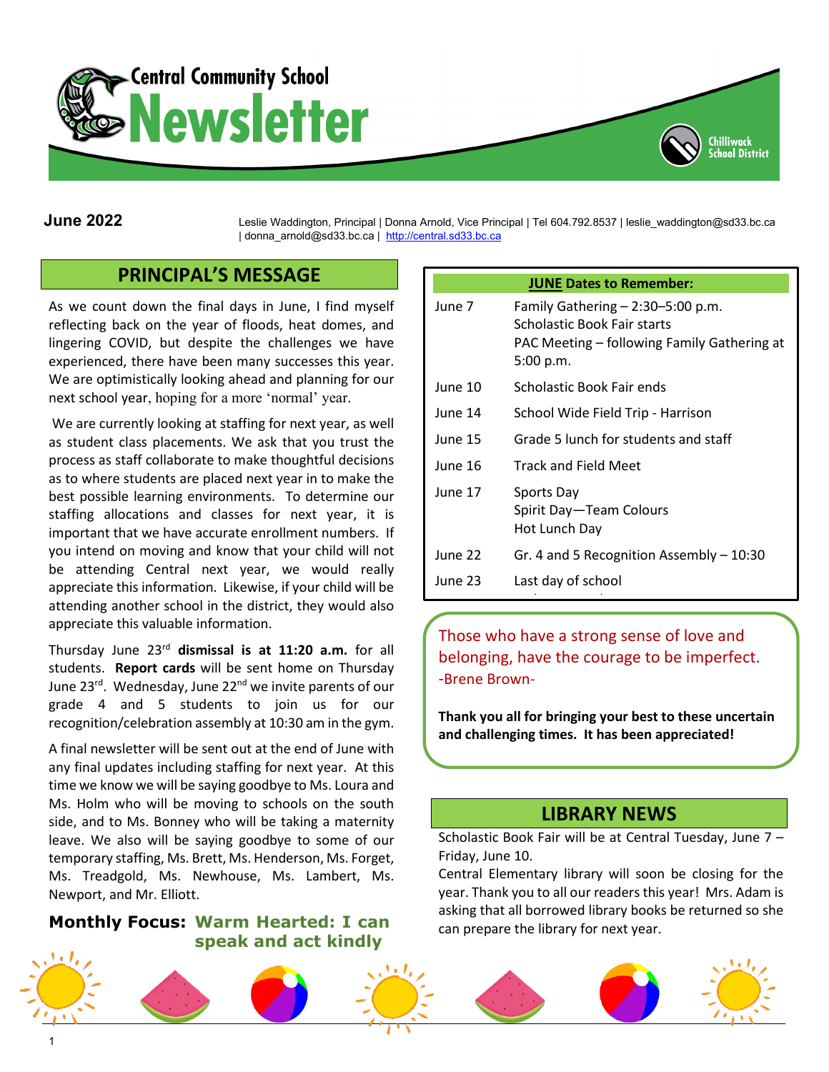# Central Community School Newsletter

Chilliwack School District

**June 2022**

Leslie Waddington, Principal | Donna Arnold, Vice Principal | Tel 604.792.8537 | leslie_waddington@sd33.bc.ca | donna_arnold@sd33.bc.ca | http://central.sd33.bc.ca

## PRINCIPAL'S MESSAGE

As we count down the final days in June, I find myself reflecting back on the year of floods, heat domes, and lingering COVID, but despite the challenges we have experienced, there have been many successes this year. We are optimistically looking ahead and planning for our next school year, hoping for a more 'normal' year.

We are currently looking at staffing for next year, as well as student class placements. We ask that you trust the process as staff collaborate to make thoughtful decisions as to where students are placed next year in to make the best possible learning environments. To determine our staffing allocations and classes for next year, it is important that we have accurate enrollment numbers. If you intend on moving and know that your child will not be attending Central next year, we would really appreciate this information. Likewise, if your child will be attending another school in the district, they would also appreciate this valuable information.

Thursday June 23rd **dismissal is at 11:20 a.m.** for all students. **Report cards** will be sent home on Thursday June 23rd. Wednesday, June 22nd we invite parents of our grade 4 and 5 students to join us for our recognition/celebration assembly at 10:30 am in the gym.

A final newsletter will be sent out at the end of June with any final updates including staffing for next year. At this time we know we will be saying goodbye to Ms. Loura and Ms. Holm who will be moving to schools on the south side, and to Ms. Bonney who will be taking a maternity leave. We also will be saying goodbye to some of our temporary staffing, Ms. Brett, Ms. Henderson, Ms. Forget, Ms. Treadgold, Ms. Newhouse, Ms. Lambert, Ms. Newport, and Mr. Elliott.

**Monthly Focus: Warm Hearted: I can speak and act kindly**

| **JUNE Dates to Remember:** | |
|---|---|
| June 7 | Family Gathering – 2:30–5:00 p.m.<br>Scholastic Book Fair starts<br>PAC Meeting – following Family Gathering at 5:00 p.m. |
| June 10 | Scholastic Book Fair ends |
| June 14 | School Wide Field Trip - Harrison |
| June 15 | Grade 5 lunch for students and staff |
| June 16 | Track and Field Meet |
| June 17 | Sports Day<br>Spirit Day—Team Colours<br>Hot Lunch Day |
| June 22 | Gr. 4 and 5 Recognition Assembly – 10:30 |
| June 23 | Last day of school |

Those who have a strong sense of love and belonging, have the courage to be imperfect.
-Brene Brown-

**Thank you all for bringing your best to these uncertain and challenging times. It has been appreciated!**

## LIBRARY NEWS

Scholastic Book Fair will be at Central Tuesday, June 7 – Friday, June 10.

Central Elementary library will soon be closing for the year. Thank you to all our readers this year! Mrs. Adam is asking that all borrowed library books be returned so she can prepare the library for next year.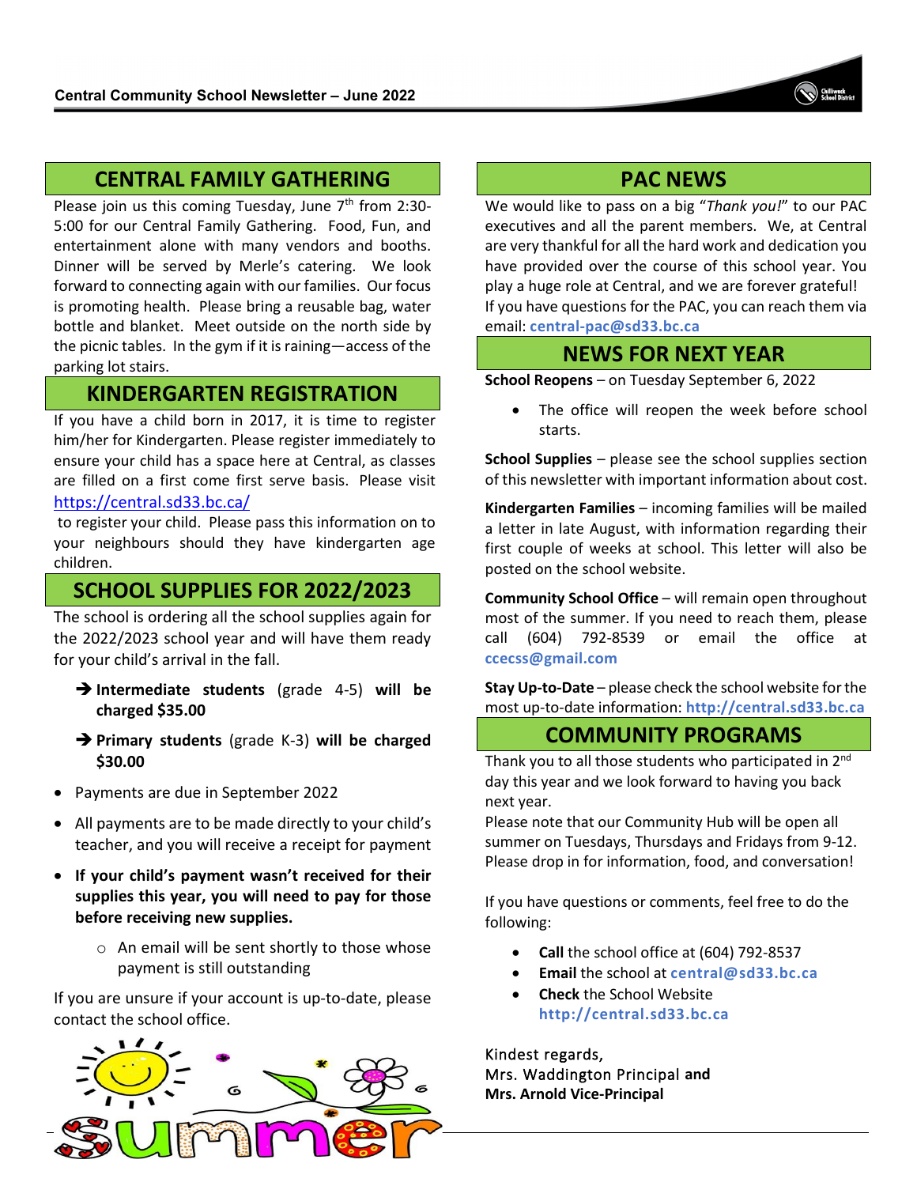## CENTRAL FAMILY GATHERING

Please join us this coming Tuesday, June 7th from 2:30-5:00 for our Central Family Gathering. Food, Fun, and entertainment alone with many vendors and booths. Dinner will be served by Merle's catering. We look forward to connecting again with our families. Our focus is promoting health. Please bring a reusable bag, water bottle and blanket. Meet outside on the north side by the picnic tables. In the gym if it is raining—access of the parking lot stairs.

## KINDERGARTEN REGISTRATION

If you have a child born in 2017, it is time to register him/her for Kindergarten. Please register immediately to ensure your child has a space here at Central, as classes are filled on a first come first serve basis. Please visit https://central.sd33.bc.ca/ to register your child. Please pass this information on to your neighbours should they have kindergarten age children.

## SCHOOL SUPPLIES FOR 2022/2023

The school is ordering all the school supplies again for the 2022/2023 school year and will have them ready for your child's arrival in the fall.

- ➔ **Intermediate students** (grade 4-5) **will be charged $35.00**
- ➔ **Primary students** (grade K-3) **will be charged $30.00**

- Payments are due in September 2022
- All payments are to be made directly to your child's teacher, and you will receive a receipt for payment
- **If your child's payment wasn't received for their supplies this year, you will need to pay for those before receiving new supplies.**
  - An email will be sent shortly to those whose payment is still outstanding

If you are unsure if your account is up-to-date, please contact the school office.

## PAC NEWS

We would like to pass on a big "*Thank you!*" to our PAC executives and all the parent members. We, at Central are very thankful for all the hard work and dedication you have provided over the course of this school year. You play a huge role at Central, and we are forever grateful! If you have questions for the PAC, you can reach them via email: **central-pac@sd33.bc.ca**

## NEWS FOR NEXT YEAR

**School Reopens** – on Tuesday September 6, 2022

- The office will reopen the week before school starts.

**School Supplies** – please see the school supplies section of this newsletter with important information about cost.

**Kindergarten Families** – incoming families will be mailed a letter in late August, with information regarding their first couple of weeks at school. This letter will also be posted on the school website.

**Community School Office** – will remain open throughout most of the summer. If you need to reach them, please call (604) 792-8539 or email the office at **ccecss@gmail.com**

**Stay Up-to-Date** – please check the school website for the most up-to-date information: **http://central.sd33.bc.ca**

## COMMUNITY PROGRAMS

Thank you to all those students who participated in 2nd day this year and we look forward to having you back next year.

Please note that our Community Hub will be open all summer on Tuesdays, Thursdays and Fridays from 9-12. Please drop in for information, food, and conversation!

If you have questions or comments, feel free to do the following:

- **Call** the school office at (604) 792-8537
- **Email** the school at **central@sd33.bc.ca**
- **Check** the School Website **http://central.sd33.bc.ca**

Kindest regards,
Mrs. Waddington Principal **and**
**Mrs. Arnold Vice-Principal**